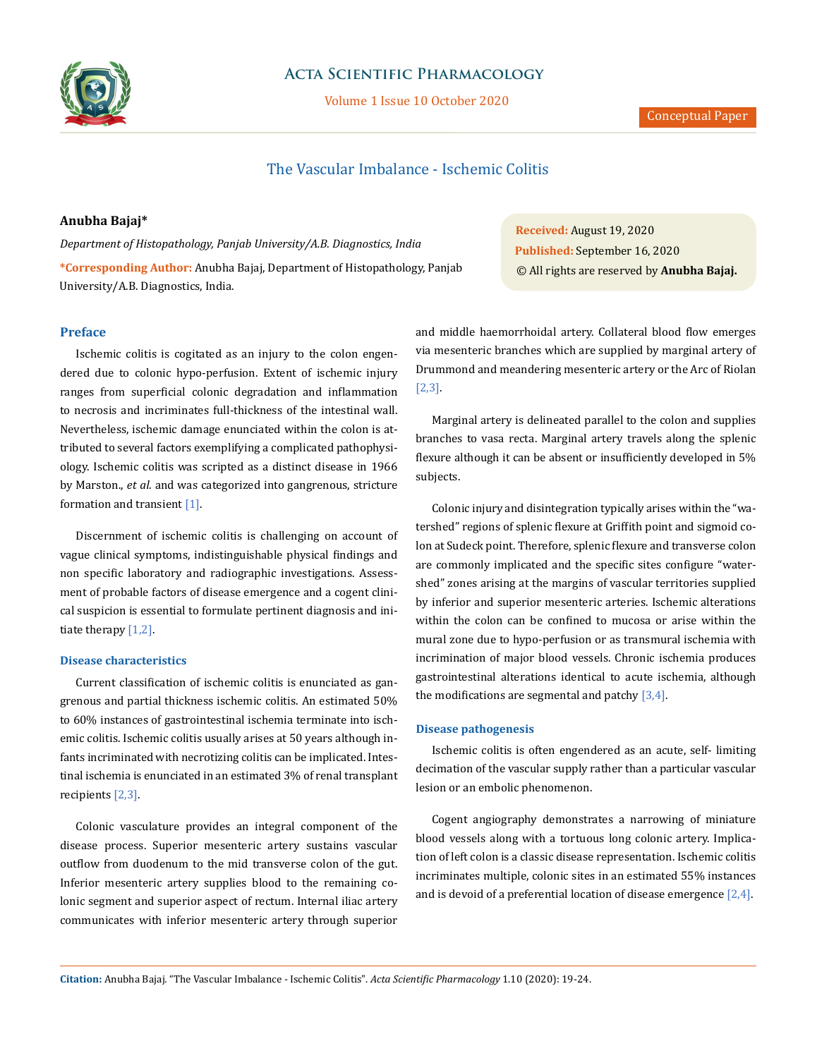# The Vascular Imbalance - Ischemic Colitis

**Anubha Bajaj***

*Department of Histopathology, Panjab University/A.B. Diagnostics, India*

**\*Corresponding Author:** Anubha Bajaj, Department of Histopathology, Panjab University/A.B. Diagnostics, India.

**Received:** August 19, 2020
**Published:** September 16, 2020
© All rights are reserved by **Anubha Bajaj.**

## Preface

Ischemic colitis is cogitated as an injury to the colon engendered due to colonic hypo-perfusion. Extent of ischemic injury ranges from superficial colonic degradation and inflammation to necrosis and incriminates full-thickness of the intestinal wall. Nevertheless, ischemic damage enunciated within the colon is attributed to several factors exemplifying a complicated pathophysiology. Ischemic colitis was scripted as a distinct disease in 1966 by Marston., *et al.* and was categorized into gangrenous, stricture formation and transient [1].

Discernment of ischemic colitis is challenging on account of vague clinical symptoms, indistinguishable physical findings and non specific laboratory and radiographic investigations. Assessment of probable factors of disease emergence and a cogent clinical suspicion is essential to formulate pertinent diagnosis and initiate therapy [1,2].

### Disease characteristics

Current classification of ischemic colitis is enunciated as gangrenous and partial thickness ischemic colitis. An estimated 50% to 60% instances of gastrointestinal ischemia terminate into ischemic colitis. Ischemic colitis usually arises at 50 years although infants incriminated with necrotizing colitis can be implicated. Intestinal ischemia is enunciated in an estimated 3% of renal transplant recipients [2,3].

Colonic vasculature provides an integral component of the disease process. Superior mesenteric artery sustains vascular outflow from duodenum to the mid transverse colon of the gut. Inferior mesenteric artery supplies blood to the remaining colonic segment and superior aspect of rectum. Internal iliac artery communicates with inferior mesenteric artery through superior and middle haemorrhoidal artery. Collateral blood flow emerges via mesenteric branches which are supplied by marginal artery of Drummond and meandering mesenteric artery or the Arc of Riolan [2,3].

Marginal artery is delineated parallel to the colon and supplies branches to vasa recta. Marginal artery travels along the splenic flexure although it can be absent or insufficiently developed in 5% subjects.

Colonic injury and disintegration typically arises within the "watershed" regions of splenic flexure at Griffith point and sigmoid colon at Sudeck point. Therefore, splenic flexure and transverse colon are commonly implicated and the specific sites configure "watershed" zones arising at the margins of vascular territories supplied by inferior and superior mesenteric arteries. Ischemic alterations within the colon can be confined to mucosa or arise within the mural zone due to hypo-perfusion or as transmural ischemia with incrimination of major blood vessels. Chronic ischemia produces gastrointestinal alterations identical to acute ischemia, although the modifications are segmental and patchy [3,4].

### Disease pathogenesis

Ischemic colitis is often engendered as an acute, self- limiting decimation of the vascular supply rather than a particular vascular lesion or an embolic phenomenon.

Cogent angiography demonstrates a narrowing of miniature blood vessels along with a tortuous long colonic artery. Implication of left colon is a classic disease representation. Ischemic colitis incriminates multiple, colonic sites in an estimated 55% instances and is devoid of a preferential location of disease emergence [2,4].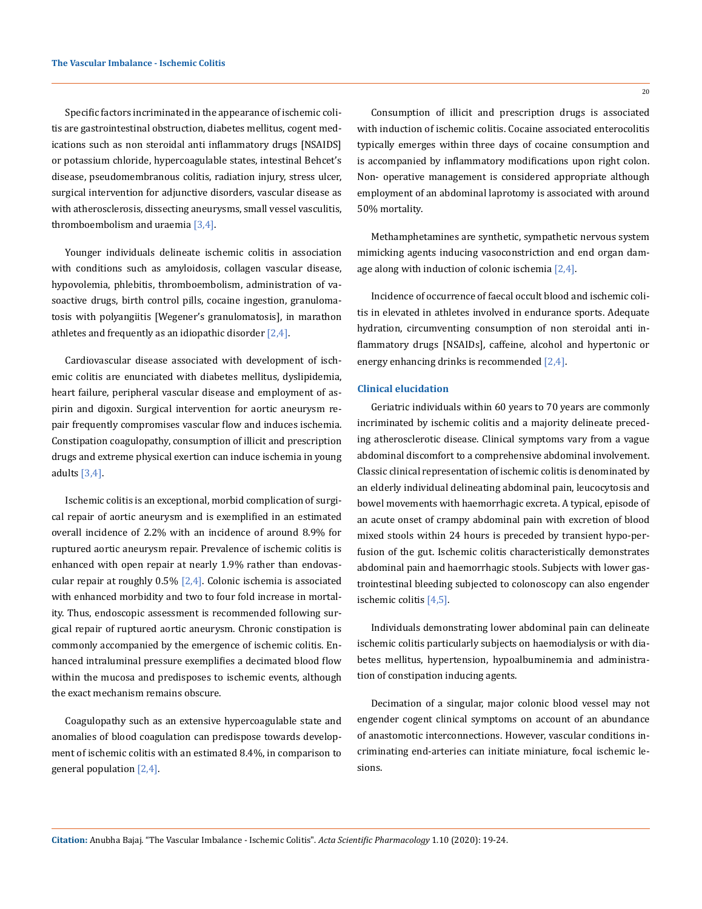Specific factors incriminated in the appearance of ischemic colitis are gastrointestinal obstruction, diabetes mellitus, cogent medications such as non steroidal anti inflammatory drugs [NSAIDS] or potassium chloride, hypercoagulable states, intestinal Behcet's disease, pseudomembranous colitis, radiation injury, stress ulcer, surgical intervention for adjunctive disorders, vascular disease as with atherosclerosis, dissecting aneurysms, small vessel vasculitis, thromboembolism and uraemia [3,4].

Younger individuals delineate ischemic colitis in association with conditions such as amyloidosis, collagen vascular disease, hypovolemia, phlebitis, thromboembolism, administration of vasoactive drugs, birth control pills, cocaine ingestion, granulomatosis with polyangiitis [Wegener's granulomatosis], in marathon athletes and frequently as an idiopathic disorder [2,4].

Cardiovascular disease associated with development of ischemic colitis are enunciated with diabetes mellitus, dyslipidemia, heart failure, peripheral vascular disease and employment of aspirin and digoxin. Surgical intervention for aortic aneurysm repair frequently compromises vascular flow and induces ischemia. Constipation coagulopathy, consumption of illicit and prescription drugs and extreme physical exertion can induce ischemia in young adults [3,4].

Ischemic colitis is an exceptional, morbid complication of surgical repair of aortic aneurysm and is exemplified in an estimated overall incidence of 2.2% with an incidence of around 8.9% for ruptured aortic aneurysm repair. Prevalence of ischemic colitis is enhanced with open repair at nearly 1.9% rather than endovascular repair at roughly 0.5% [2,4]. Colonic ischemia is associated with enhanced morbidity and two to four fold increase in mortality. Thus, endoscopic assessment is recommended following surgical repair of ruptured aortic aneurysm. Chronic constipation is commonly accompanied by the emergence of ischemic colitis. Enhanced intraluminal pressure exemplifies a decimated blood flow within the mucosa and predisposes to ischemic events, although the exact mechanism remains obscure.

Coagulopathy such as an extensive hypercoagulable state and anomalies of blood coagulation can predispose towards development of ischemic colitis with an estimated 8.4%, in comparison to general population [2,4].

Consumption of illicit and prescription drugs is associated with induction of ischemic colitis. Cocaine associated enterocolitis typically emerges within three days of cocaine consumption and is accompanied by inflammatory modifications upon right colon. Non- operative management is considered appropriate although employment of an abdominal laprotomy is associated with around 50% mortality.

Methamphetamines are synthetic, sympathetic nervous system mimicking agents inducing vasoconstriction and end organ damage along with induction of colonic ischemia [2,4].

Incidence of occurrence of faecal occult blood and ischemic colitis in elevated in athletes involved in endurance sports. Adequate hydration, circumventing consumption of non steroidal anti inflammatory drugs [NSAIDs], caffeine, alcohol and hypertonic or energy enhancing drinks is recommended [2,4].

### Clinical elucidation

Geriatric individuals within 60 years to 70 years are commonly incriminated by ischemic colitis and a majority delineate preceding atherosclerotic disease. Clinical symptoms vary from a vague abdominal discomfort to a comprehensive abdominal involvement. Classic clinical representation of ischemic colitis is denominated by an elderly individual delineating abdominal pain, leucocytosis and bowel movements with haemorrhagic excreta. A typical, episode of an acute onset of crampy abdominal pain with excretion of blood mixed stools within 24 hours is preceded by transient hypo-perfusion of the gut. Ischemic colitis characteristically demonstrates abdominal pain and haemorrhagic stools. Subjects with lower gastrointestinal bleeding subjected to colonoscopy can also engender ischemic colitis [4,5].

Individuals demonstrating lower abdominal pain can delineate ischemic colitis particularly subjects on haemodialysis or with diabetes mellitus, hypertension, hypoalbuminemia and administration of constipation inducing agents.

Decimation of a singular, major colonic blood vessel may not engender cogent clinical symptoms on account of an abundance of anastomotic interconnections. However, vascular conditions incriminating end-arteries can initiate miniature, focal ischemic lesions.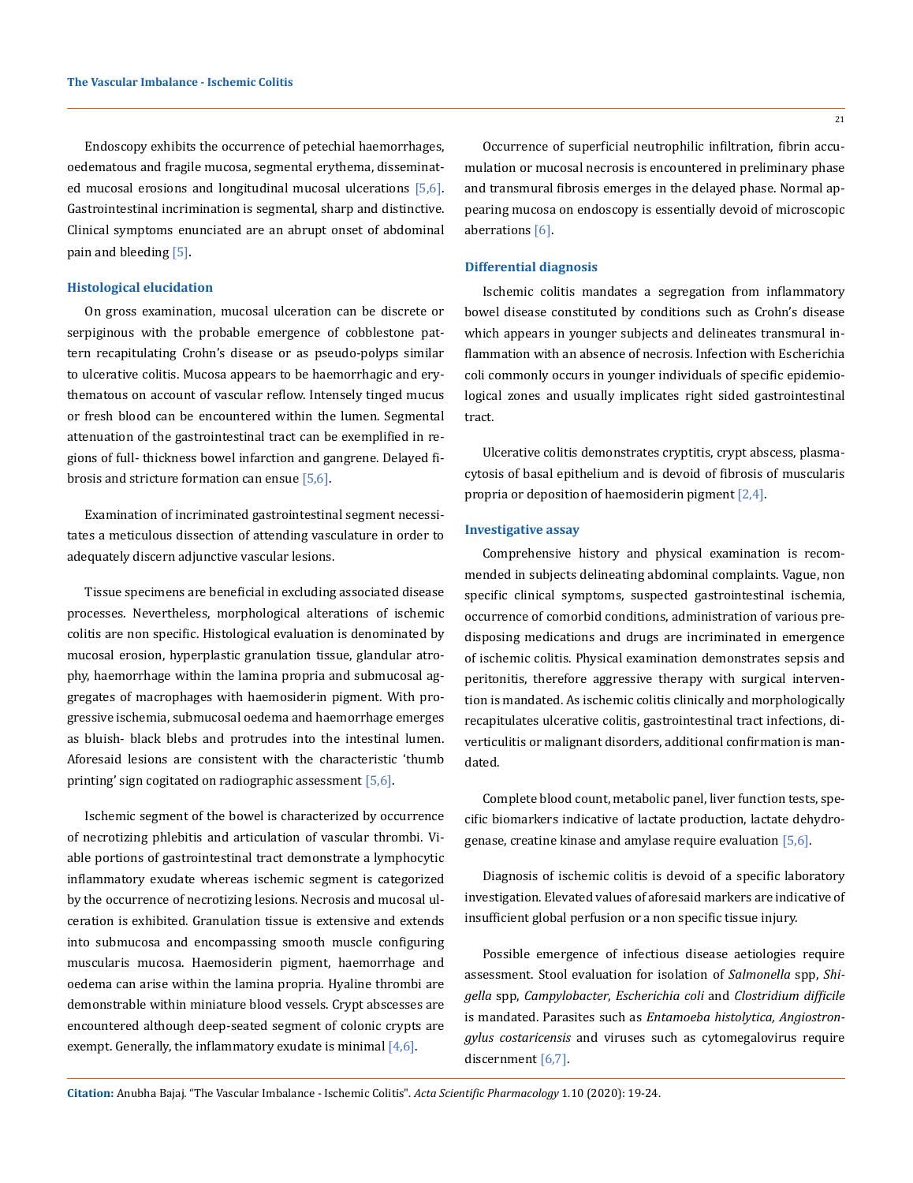Endoscopy exhibits the occurrence of petechial haemorrhages, oedematous and fragile mucosa, segmental erythema, disseminated mucosal erosions and longitudinal mucosal ulcerations [5,6]. Gastrointestinal incrimination is segmental, sharp and distinctive. Clinical symptoms enunciated are an abrupt onset of abdominal pain and bleeding [5].

### Histological elucidation

On gross examination, mucosal ulceration can be discrete or serpiginous with the probable emergence of cobblestone pattern recapitulating Crohn's disease or as pseudo-polyps similar to ulcerative colitis. Mucosa appears to be haemorrhagic and erythematous on account of vascular reflow. Intensely tinged mucus or fresh blood can be encountered within the lumen. Segmental attenuation of the gastrointestinal tract can be exemplified in regions of full- thickness bowel infarction and gangrene. Delayed fibrosis and stricture formation can ensue [5,6].

Examination of incriminated gastrointestinal segment necessitates a meticulous dissection of attending vasculature in order to adequately discern adjunctive vascular lesions.

Tissue specimens are beneficial in excluding associated disease processes. Nevertheless, morphological alterations of ischemic colitis are non specific. Histological evaluation is denominated by mucosal erosion, hyperplastic granulation tissue, glandular atrophy, haemorrhage within the lamina propria and submucosal aggregates of macrophages with haemosiderin pigment. With progressive ischemia, submucosal oedema and haemorrhage emerges as bluish- black blebs and protrudes into the intestinal lumen. Aforesaid lesions are consistent with the characteristic 'thumb printing' sign cogitated on radiographic assessment [5,6].

Ischemic segment of the bowel is characterized by occurrence of necrotizing phlebitis and articulation of vascular thrombi. Viable portions of gastrointestinal tract demonstrate a lymphocytic inflammatory exudate whereas ischemic segment is categorized by the occurrence of necrotizing lesions. Necrosis and mucosal ulceration is exhibited. Granulation tissue is extensive and extends into submucosa and encompassing smooth muscle configuring muscularis mucosa. Haemosiderin pigment, haemorrhage and oedema can arise within the lamina propria. Hyaline thrombi are demonstrable within miniature blood vessels. Crypt abscesses are encountered although deep-seated segment of colonic crypts are exempt. Generally, the inflammatory exudate is minimal [4,6].

Occurrence of superficial neutrophilic infiltration, fibrin accumulation or mucosal necrosis is encountered in preliminary phase and transmural fibrosis emerges in the delayed phase. Normal appearing mucosa on endoscopy is essentially devoid of microscopic aberrations [6].

### Differential diagnosis

Ischemic colitis mandates a segregation from inflammatory bowel disease constituted by conditions such as Crohn's disease which appears in younger subjects and delineates transmural inflammation with an absence of necrosis. Infection with Escherichia coli commonly occurs in younger individuals of specific epidemiological zones and usually implicates right sided gastrointestinal tract.

Ulcerative colitis demonstrates cryptitis, crypt abscess, plasmacytosis of basal epithelium and is devoid of fibrosis of muscularis propria or deposition of haemosiderin pigment [2,4].

### Investigative assay

Comprehensive history and physical examination is recommended in subjects delineating abdominal complaints. Vague, non specific clinical symptoms, suspected gastrointestinal ischemia, occurrence of comorbid conditions, administration of various predisposing medications and drugs are incriminated in emergence of ischemic colitis. Physical examination demonstrates sepsis and peritonitis, therefore aggressive therapy with surgical intervention is mandated. As ischemic colitis clinically and morphologically recapitulates ulcerative colitis, gastrointestinal tract infections, diverticulitis or malignant disorders, additional confirmation is mandated.

Complete blood count, metabolic panel, liver function tests, specific biomarkers indicative of lactate production, lactate dehydrogenase, creatine kinase and amylase require evaluation [5,6].

Diagnosis of ischemic colitis is devoid of a specific laboratory investigation. Elevated values of aforesaid markers are indicative of insufficient global perfusion or a non specific tissue injury.

Possible emergence of infectious disease aetiologies require assessment. Stool evaluation for isolation of *Salmonella* spp, *Shigella* spp, *Campylobacter*, *Escherichia coli* and *Clostridium difficile* is mandated. Parasites such as *Entamoeba histolytica, Angiostrongylus costaricensis* and viruses such as cytomegalovirus require discernment [6,7].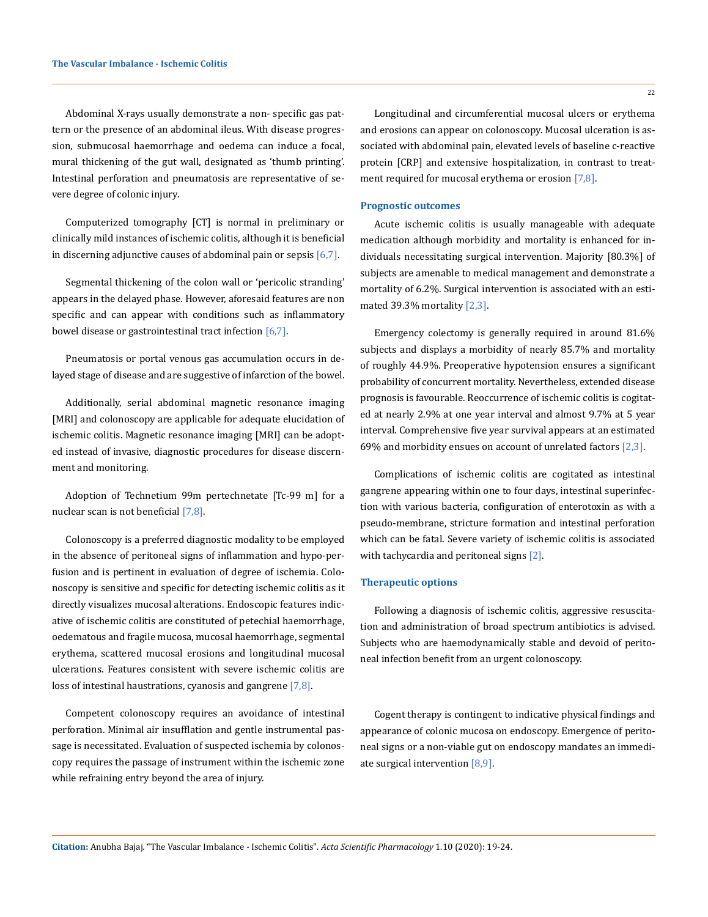Abdominal X-rays usually demonstrate a non- specific gas pattern or the presence of an abdominal ileus. With disease progression, submucosal haemorrhage and oedema can induce a focal, mural thickening of the gut wall, designated as 'thumb printing'. Intestinal perforation and pneumatosis are representative of severe degree of colonic injury.

Computerized tomography [CT] is normal in preliminary or clinically mild instances of ischemic colitis, although it is beneficial in discerning adjunctive causes of abdominal pain or sepsis [6,7].

Segmental thickening of the colon wall or 'pericolic stranding' appears in the delayed phase. However, aforesaid features are non specific and can appear with conditions such as inflammatory bowel disease or gastrointestinal tract infection [6,7].

Pneumatosis or portal venous gas accumulation occurs in delayed stage of disease and are suggestive of infarction of the bowel.

Additionally, serial abdominal magnetic resonance imaging [MRI] and colonoscopy are applicable for adequate elucidation of ischemic colitis. Magnetic resonance imaging [MRI] can be adopted instead of invasive, diagnostic procedures for disease discernment and monitoring.

Adoption of Technetium 99m pertechnetate [Tc-99 m] for a nuclear scan is not beneficial [7,8].

Colonoscopy is a preferred diagnostic modality to be employed in the absence of peritoneal signs of inflammation and hypo-perfusion and is pertinent in evaluation of degree of ischemia. Colonoscopy is sensitive and specific for detecting ischemic colitis as it directly visualizes mucosal alterations. Endoscopic features indicative of ischemic colitis are constituted of petechial haemorrhage, oedematous and fragile mucosa, mucosal haemorrhage, segmental erythema, scattered mucosal erosions and longitudinal mucosal ulcerations. Features consistent with severe ischemic colitis are loss of intestinal haustrations, cyanosis and gangrene [7,8].

Competent colonoscopy requires an avoidance of intestinal perforation. Minimal air insufflation and gentle instrumental passage is necessitated. Evaluation of suspected ischemia by colonoscopy requires the passage of instrument within the ischemic zone while refraining entry beyond the area of injury.

Longitudinal and circumferential mucosal ulcers or erythema and erosions can appear on colonoscopy. Mucosal ulceration is associated with abdominal pain, elevated levels of baseline c-reactive protein [CRP] and extensive hospitalization, in contrast to treatment required for mucosal erythema or erosion [7,8].

### Prognostic outcomes

Acute ischemic colitis is usually manageable with adequate medication although morbidity and mortality is enhanced for individuals necessitating surgical intervention. Majority [80.3%] of subjects are amenable to medical management and demonstrate a mortality of 6.2%. Surgical intervention is associated with an estimated 39.3% mortality [2,3].

Emergency colectomy is generally required in around 81.6% subjects and displays a morbidity of nearly 85.7% and mortality of roughly 44.9%. Preoperative hypotension ensures a significant probability of concurrent mortality. Nevertheless, extended disease prognosis is favourable. Reoccurrence of ischemic colitis is cogitated at nearly 2.9% at one year interval and almost 9.7% at 5 year interval. Comprehensive five year survival appears at an estimated 69% and morbidity ensues on account of unrelated factors [2,3].

Complications of ischemic colitis are cogitated as intestinal gangrene appearing within one to four days, intestinal superinfection with various bacteria, configuration of enterotoxin as with a pseudo-membrane, stricture formation and intestinal perforation which can be fatal. Severe variety of ischemic colitis is associated with tachycardia and peritoneal signs [2].

### Therapeutic options

Following a diagnosis of ischemic colitis, aggressive resuscitation and administration of broad spectrum antibiotics is advised. Subjects who are haemodynamically stable and devoid of peritoneal infection benefit from an urgent colonoscopy.

Cogent therapy is contingent to indicative physical findings and appearance of colonic mucosa on endoscopy. Emergence of peritoneal signs or a non-viable gut on endoscopy mandates an immediate surgical intervention [8,9].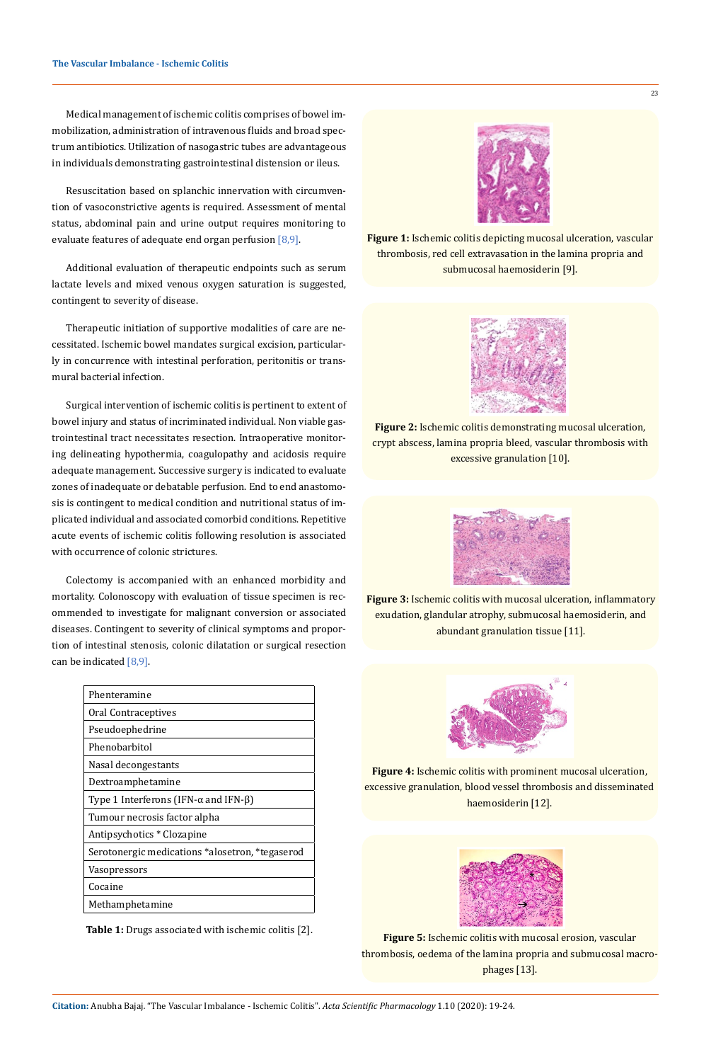Medical management of ischemic colitis comprises of bowel immobilization, administration of intravenous fluids and broad spectrum antibiotics. Utilization of nasogastric tubes are advantageous in individuals demonstrating gastrointestinal distension or ileus.

Resuscitation based on splanchnic innervation with circumvention of vasoconstrictive agents is required. Assessment of mental status, abdominal pain and urine output requires monitoring to evaluate features of adequate end organ perfusion [8,9].

Additional evaluation of therapeutic endpoints such as serum lactate levels and mixed venous oxygen saturation is suggested, contingent to severity of disease.

Therapeutic initiation of supportive modalities of care are necessitated. Ischemic bowel mandates surgical excision, particularly in concurrence with intestinal perforation, peritonitis or transmural bacterial infection.

Surgical intervention of ischemic colitis is pertinent to extent of bowel injury and status of incriminated individual. Non viable gastrointestinal tract necessitates resection. Intraoperative monitoring delineating hypothermia, coagulopathy and acidosis require adequate management. Successive surgery is indicated to evaluate zones of inadequate or debatable perfusion. End to end anastomosis is contingent to medical condition and nutritional status of implicated individual and associated comorbid conditions. Repetitive acute events of ischemic colitis following resolution is associated with occurrence of colonic strictures.

Colectomy is accompanied with an enhanced morbidity and mortality. Colonoscopy with evaluation of tissue specimen is recommended to investigate for malignant conversion or associated diseases. Contingent to severity of clinical symptoms and proportion of intestinal stenosis, colonic dilatation or surgical resection can be indicated [8,9].

| Phenteramine |
|---|
| Oral Contraceptives |
| Pseudoephedrine |
| Phenobarbitol |
| Nasal decongestants |
| Dextroamphetamine |
| Type 1 Interferons (IFN-α and IFN-β) |
| Tumour necrosis factor alpha |
| Antipsychotics * Clozapine |
| Serotonergic medications *alosetron, *tegaserod |
| Vasopressors |
| Cocaine |
| Methamphetamine |

**Table 1:** Drugs associated with ischemic colitis [2].

**Figure 1:** Ischemic colitis depicting mucosal ulceration, vascular thrombosis, red cell extravasation in the lamina propria and submucosal haemosiderin [9].

**Figure 2:** Ischemic colitis demonstrating mucosal ulceration, crypt abscess, lamina propria bleed, vascular thrombosis with excessive granulation [10].

**Figure 3:** Ischemic colitis with mucosal ulceration, inflammatory exudation, glandular atrophy, submucosal haemosiderin, and abundant granulation tissue [11].

**Figure 4:** Ischemic colitis with prominent mucosal ulceration, excessive granulation, blood vessel thrombosis and disseminated haemosiderin [12].

**Figure 5:** Ischemic colitis with mucosal erosion, vascular thrombosis, oedema of the lamina propria and submucosal macrophages [13].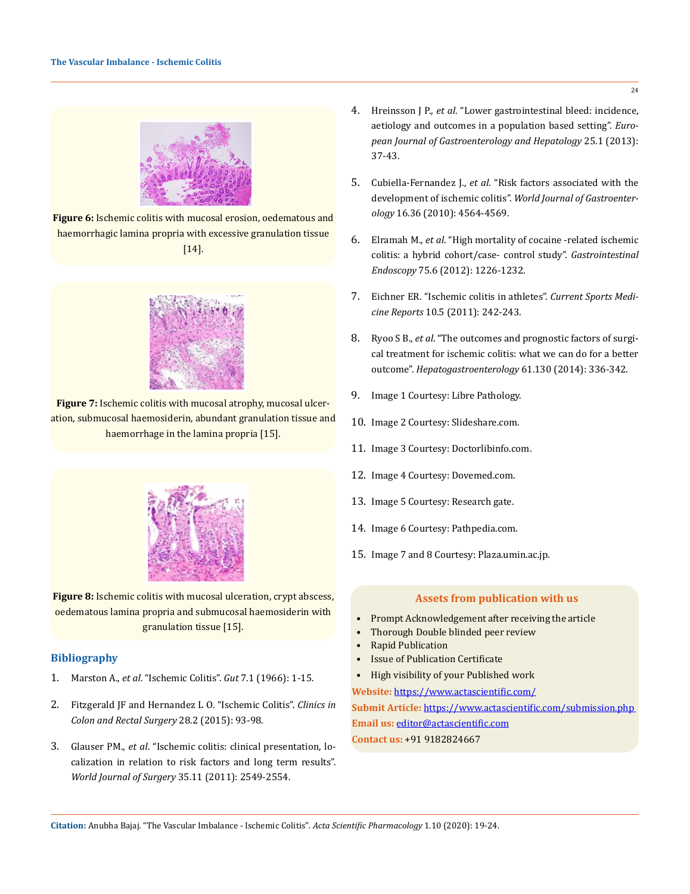**Figure 6:** Ischemic colitis with mucosal erosion, oedematous and haemorrhagic lamina propria with excessive granulation tissue [14].

**Figure 7:** Ischemic colitis with mucosal atrophy, mucosal ulceration, submucosal haemosiderin, abundant granulation tissue and haemorrhage in the lamina propria [15].

**Figure 8:** Ischemic colitis with mucosal ulceration, crypt abscess, oedematous lamina propria and submucosal haemosiderin with granulation tissue [15].

## Bibliography

1. Marston A., *et al*. "Ischemic Colitis". *Gut* 7.1 (1966): 1-15.
2. Fitzgerald JF and Hernandez L O. "Ischemic Colitis". *Clinics in Colon and Rectal Surgery* 28.2 (2015): 93-98.
3. Glauser PM., *et al*. "Ischemic colitis: clinical presentation, localization in relation to risk factors and long term results". *World Journal of Surgery* 35.11 (2011): 2549-2554.
4. Hreinsson J P., *et al*. "Lower gastrointestinal bleed: incidence, aetiology and outcomes in a population based setting". *European Journal of Gastroenterology and Hepatology* 25.1 (2013): 37-43.
5. Cubiella-Fernandez J., *et al*. "Risk factors associated with the development of ischemic colitis". *World Journal of Gastroenterology* 16.36 (2010): 4564-4569.
6. Elramah M., *et al*. "High mortality of cocaine -related ischemic colitis: a hybrid cohort/case- control study". *Gastrointestinal Endoscopy* 75.6 (2012): 1226-1232.
7. Eichner ER. "Ischemic colitis in athletes". *Current Sports Medicine Reports* 10.5 (2011): 242-243.
8. Ryoo S B., *et al*. "The outcomes and prognostic factors of surgical treatment for ischemic colitis: what we can do for a better outcome". *Hepatogastroenterology* 61.130 (2014): 336-342.
9. Image 1 Courtesy: Libre Pathology.
10. Image 2 Courtesy: Slideshare.com.
11. Image 3 Courtesy: Doctorlibinfo.com.
12. Image 4 Courtesy: Dovemed.com.
13. Image 5 Courtesy: Research gate.
14. Image 6 Courtesy: Pathpedia.com.
15. Image 7 and 8 Courtesy: Plaza.umin.ac.jp.

### Assets from publication with us

- Prompt Acknowledgement after receiving the article
- Thorough Double blinded peer review
- Rapid Publication
- Issue of Publication Certificate
- High visibility of your Published work

**Website:** https://www.actascientific.com/
**Submit Article:** https://www.actascientific.com/submission.php
**Email us:** editor@actascientific.com
**Contact us:** +91 9182824667

**Citation:** Anubha Bajaj. "The Vascular Imbalance - Ischemic Colitis". *Acta Scientific Pharmacology* 1.10 (2020): 19-24.